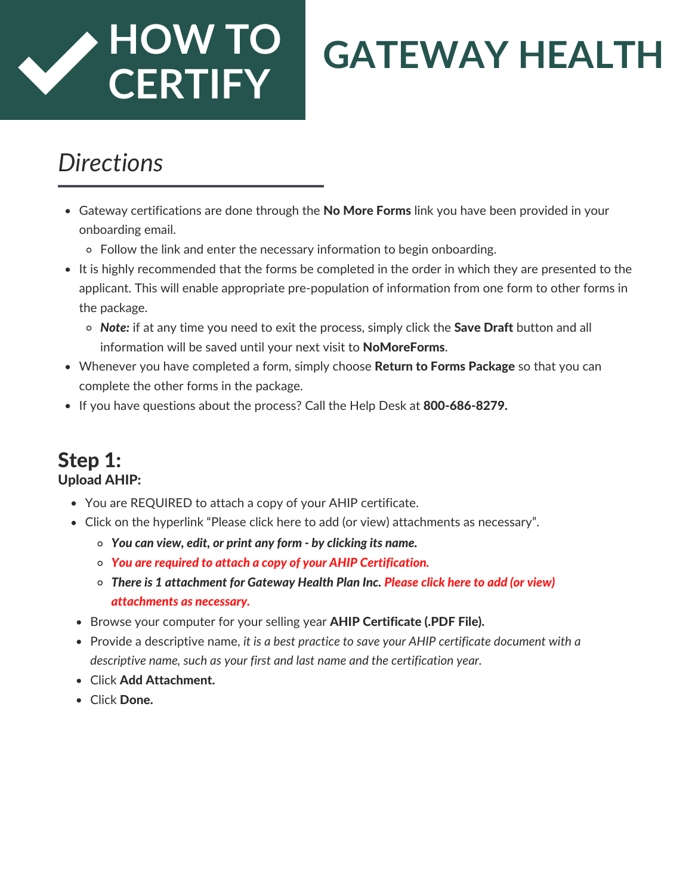# HOW TO CERTIFY

# GATEWAY HEALTH

## *Directions*

- Gateway certifications are done through the **No More Forms** link you have been provided in your onboarding email.
  - Follow the link and enter the necessary information to begin onboarding.
- It is highly recommended that the forms be completed in the order in which they are presented to the applicant. This will enable appropriate pre-population of information from one form to other forms in the package.
  - ***Note:*** if at any time you need to exit the process, simply click the **Save Draft** button and all information will be saved until your next visit to **NoMoreForms**.
- Whenever you have completed a form, simply choose **Return to Forms Package** so that you can complete the other forms in the package.
- If you have questions about the process? Call the Help Desk at **800-686-8279.**

## Step 1:

**Upload AHIP:**

- You are REQUIRED to attach a copy of your AHIP certificate.
- Click on the hyperlink "Please click here to add (or view) attachments as necessary".
  - ***You can view, edit, or print any form - by clicking its name.***
  - ***You are required to attach a copy of your AHIP Certification.***
  - ***There is 1 attachment for Gateway Health Plan Inc. Please click here to add (or view) attachments as necessary.***
- Browse your computer for your selling year **AHIP Certificate (.PDF File).**
- Provide a descriptive name, *it is a best practice to save your AHIP certificate document with a descriptive name, such as your first and last name and the certification year.*
- Click **Add Attachment.**
- Click **Done.**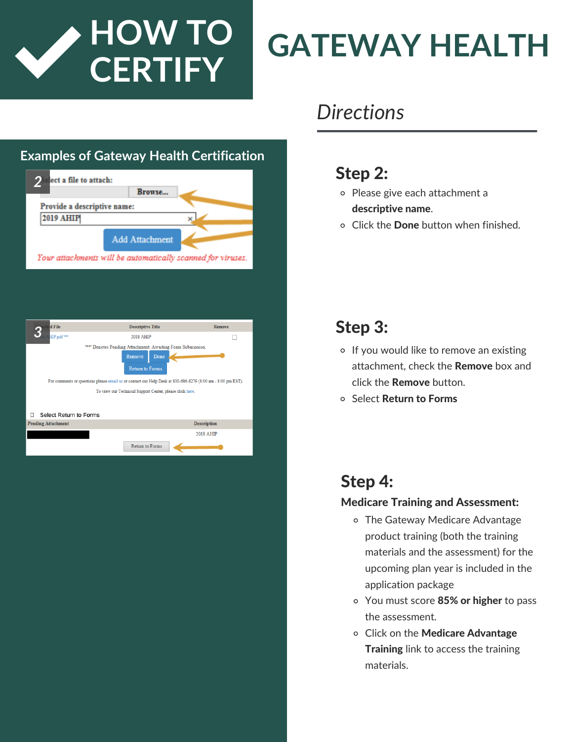# HOW TO CERTIFY

# GATEWAY HEALTH

## Examples of Gateway Health Certification

2 Select a file to attach:

Browse...

Provide a descriptive name:

2019 AHIP

Add Attachment

*Your attachments will be automatically scanned for viruses.*

3

| Attached File | Descriptive Title | Remove |
| --- | --- | --- |
| AHIP.pdf ** | 2018 AHIP | ☐ |

*** Denotes Pending Attachment. Awaiting Form Submission.

Remove | Done

Return to Forms

For comments or questions please email us or contact our Help Desk at 800-686-8279 (8:00 am - 8:00 pm EST).

To view our Technical Support Center, please click here.

☐ Select Return to Forms

| Pending Attachment | Description |
| --- | --- |
| | 2019 AHIP |

Return to Forms

## *Directions*

### Step 2:

- Please give each attachment a **descriptive name**.
- Click the **Done** button when finished.

### Step 3:

- If you would like to remove an existing attachment, check the **Remove** box and click the **Remove** button.
- Select **Return to Forms**

### Step 4:

**Medicare Training and Assessment:**

- The Gateway Medicare Advantage product training (both the training materials and the assessment) for the upcoming plan year is included in the application package
- You must score **85% or higher** to pass the assessment.
- Click on the **Medicare Advantage Training** link to access the training materials.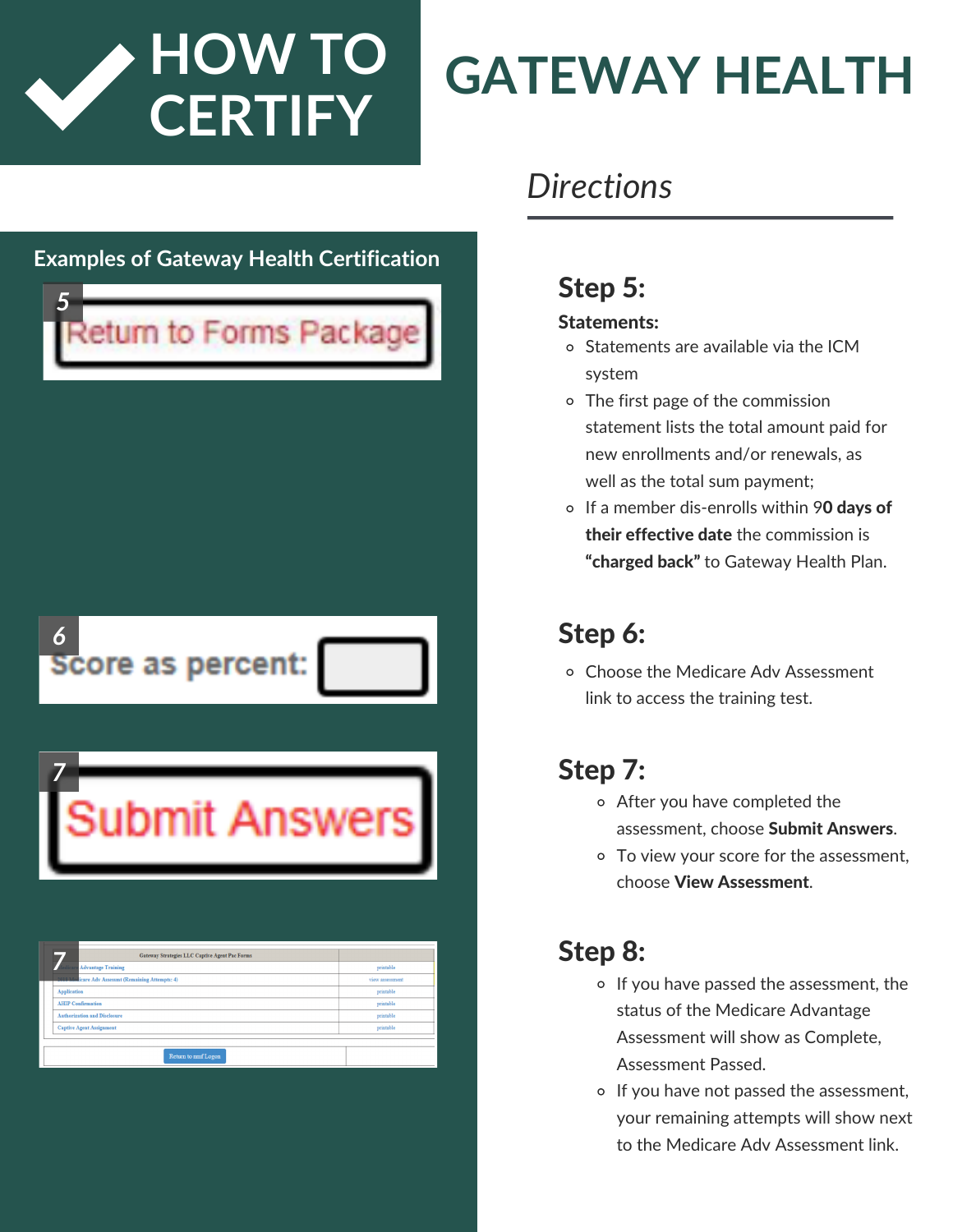# HOW TO CERTIFY

# GATEWAY HEALTH

## *Directions*

### Examples of Gateway Health Certification

5 Return to Forms Package

6 Score as percent:

7 Submit Answers

7

| Gateway Strategies LLC Captive Agent Pac Forms | |
|---|---|
| Advantage Training | printable |
| Medicare Adv Assessment (Remaining Attempts: 4) | view assessment |
| Application | printable |
| AHIP Confirmation | printable |
| Authorization and Disclosure | printable |
| Captive Agent Assignment | printable |

Return to mmf Logon

### Step 5:

**Statements:**

- Statements are available via the ICM system
- The first page of the commission statement lists the total amount paid for new enrollments and/or renewals, as well as the total sum payment;
- If a member dis-enrolls within 9**0 days of their effective date** the commission is **"charged back"** to Gateway Health Plan.

### Step 6:

- Choose the Medicare Adv Assessment link to access the training test.

### Step 7:

- After you have completed the assessment, choose **Submit Answers**.
- To view your score for the assessment, choose **View Assessment**.

### Step 8:

- If you have passed the assessment, the status of the Medicare Advantage Assessment will show as Complete, Assessment Passed.
- If you have not passed the assessment, your remaining attempts will show next to the Medicare Adv Assessment link.